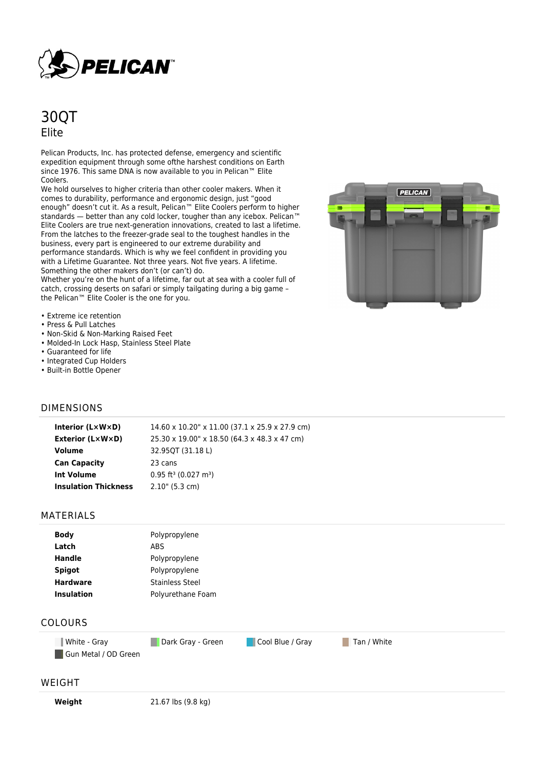# PELICAN

# 30QT

## Elite

Pelican Products, Inc. has protected defense, emergency and scientific expedition equipment through some ofthe harshest conditions on Earth since 1976. This same DNA is now available to you in Pelican™ Elite Coolers.
We hold ourselves to higher criteria than other cooler makers. When it comes to durability, performance and ergonomic design, just “good enough” doesn’t cut it. As a result, Pelican™ Elite Coolers perform to higher standards — better than any cold locker, tougher than any icebox. Pelican™ Elite Coolers are true next-generation innovations, created to last a lifetime. From the latches to the freezer-grade seal to the toughest handles in the business, every part is engineered to our extreme durability and performance standards. Which is why we feel confident in providing you with a Lifetime Guarantee. Not three years. Not five years. A lifetime. Something the other makers don’t (or can’t) do.
Whether you’re on the hunt of a lifetime, far out at sea with a cooler full of catch, crossing deserts on safari or simply tailgating during a big game – the Pelican™ Elite Cooler is the one for you.

- Extreme ice retention
- Press & Pull Latches
- Non-Skid & Non-Marking Raised Feet
- Molded-In Lock Hasp, Stainless Steel Plate
- Guaranteed for life
- Integrated Cup Holders
- Built-in Bottle Opener

## DIMENSIONS

| | |
|---|---|
| **Interior (L×W×D)** | 14.60 x 10.20" x 11.00 (37.1 x 25.9 x 27.9 cm) |
| **Exterior (L×W×D)** | 25.30 x 19.00" x 18.50 (64.3 x 48.3 x 47 cm) |
| **Volume** | 32.95QT (31.18 L) |
| **Can Capacity** | 23 cans |
| **Int Volume** | 0.95 ft³ (0.027 m³) |
| **Insulation Thickness** | 2.10" (5.3 cm) |

## MATERIALS

| | |
|---|---|
| **Body** | Polypropylene |
| **Latch** | ABS |
| **Handle** | Polypropylene |
| **Spigot** | Polypropylene |
| **Hardware** | Stainless Steel |
| **Insulation** | Polyurethane Foam |

## COLOURS

- White - Gray
- Dark Gray - Green
- Cool Blue / Gray
- Tan / White
- Gun Metal / OD Green

## WEIGHT

| | |
|---|---|
| **Weight** | 21.67 lbs (9.8 kg) |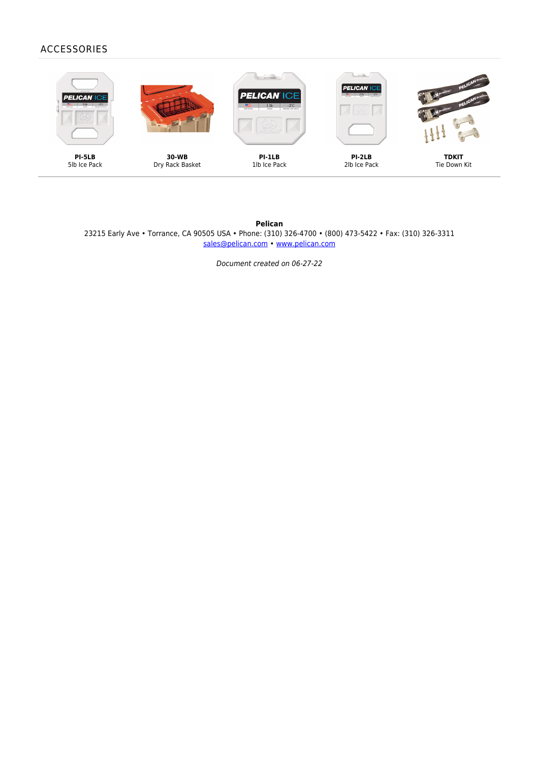## ACCESSORIES

**PI-5LB**
5lb Ice Pack

**30-WB**
Dry Rack Basket

**PI-1LB**
1lb Ice Pack

**PI-2LB**
2lb Ice Pack

**TDKIT**
Tie Down Kit

**Pelican**
23215 Early Ave • Torrance, CA 90505 USA • Phone: (310) 326-4700 • (800) 473-5422 • Fax: (310) 326-3311
sales@pelican.com • www.pelican.com

*Document created on 06-27-22*